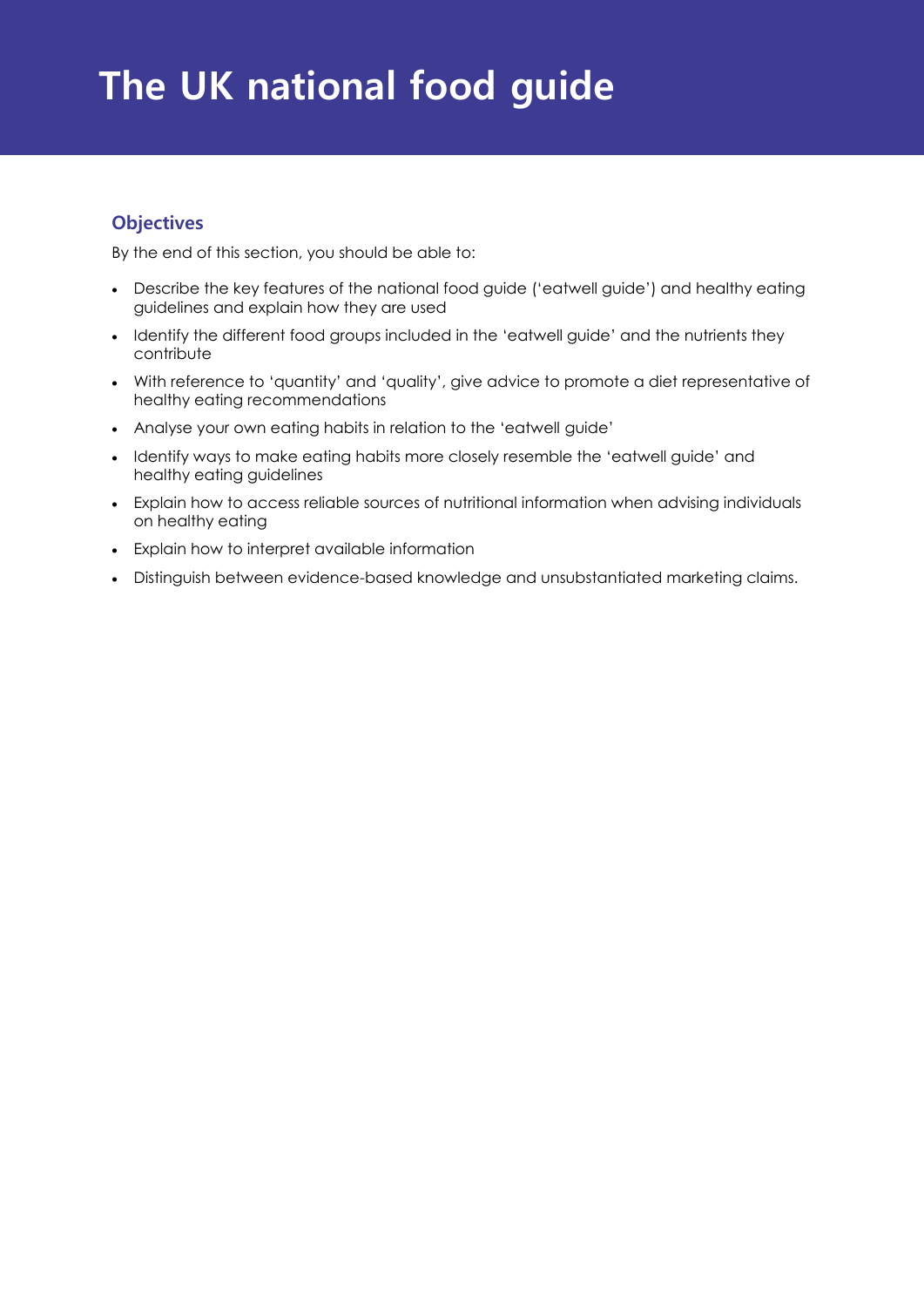# The UK national food guide

## Objectives

By the end of this section, you should be able to:

- Describe the key features of the national food guide ('eatwell guide') and healthy eating guidelines and explain how they are used
- Identify the different food groups included in the 'eatwell guide' and the nutrients they contribute
- With reference to 'quantity' and 'quality', give advice to promote a diet representative of healthy eating recommendations
- Analyse your own eating habits in relation to the 'eatwell guide'
- Identify ways to make eating habits more closely resemble the 'eatwell guide' and healthy eating guidelines
- Explain how to access reliable sources of nutritional information when advising individuals on healthy eating
- Explain how to interpret available information
- Distinguish between evidence-based knowledge and unsubstantiated marketing claims.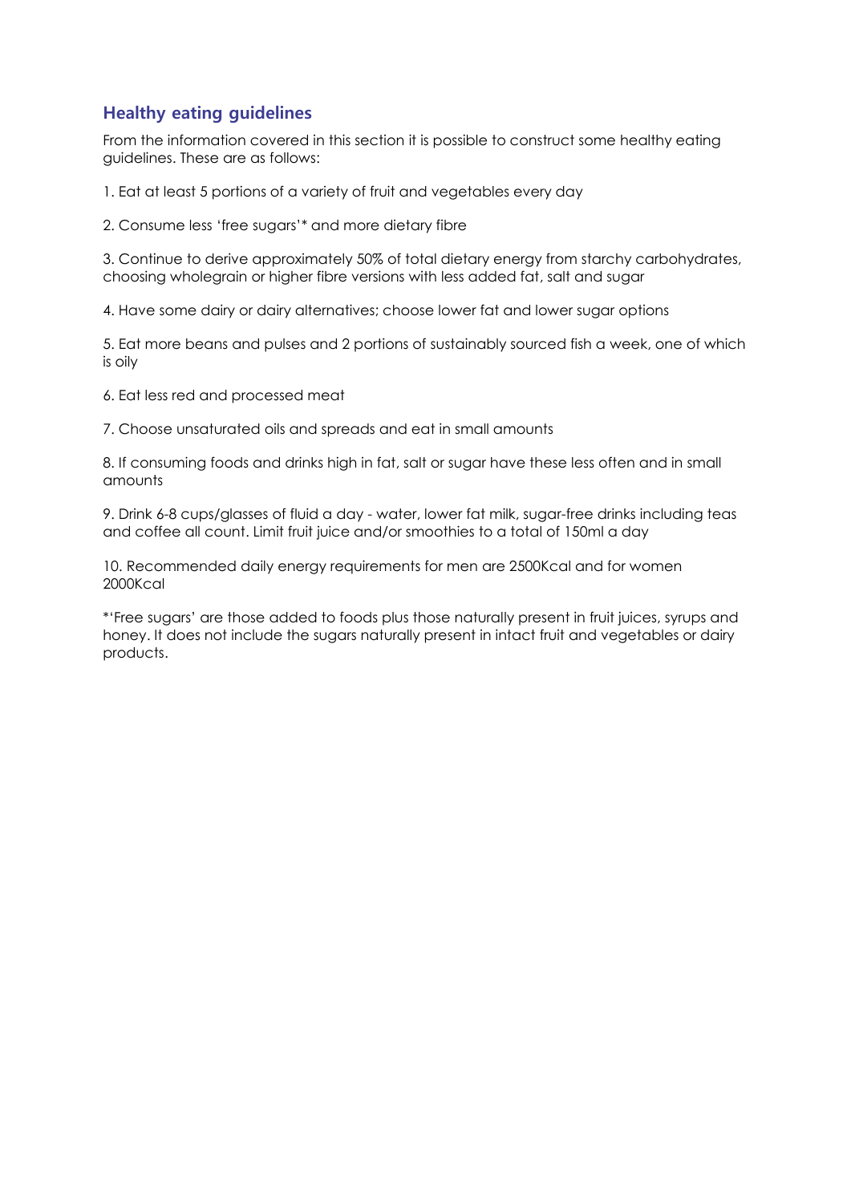## Healthy eating guidelines

From the information covered in this section it is possible to construct some healthy eating guidelines. These are as follows:

1. Eat at least 5 portions of a variety of fruit and vegetables every day

2. Consume less 'free sugars'* and more dietary fibre

3. Continue to derive approximately 50% of total dietary energy from starchy carbohydrates, choosing wholegrain or higher fibre versions with less added fat, salt and sugar

4. Have some dairy or dairy alternatives; choose lower fat and lower sugar options

5. Eat more beans and pulses and 2 portions of sustainably sourced fish a week, one of which is oily

6. Eat less red and processed meat

7. Choose unsaturated oils and spreads and eat in small amounts

8. If consuming foods and drinks high in fat, salt or sugar have these less often and in small amounts

9. Drink 6-8 cups/glasses of fluid a day - water, lower fat milk, sugar-free drinks including teas and coffee all count. Limit fruit juice and/or smoothies to a total of 150ml a day

10. Recommended daily energy requirements for men are 2500Kcal and for women 2000Kcal

*'Free sugars' are those added to foods plus those naturally present in fruit juices, syrups and honey. It does not include the sugars naturally present in intact fruit and vegetables or dairy products.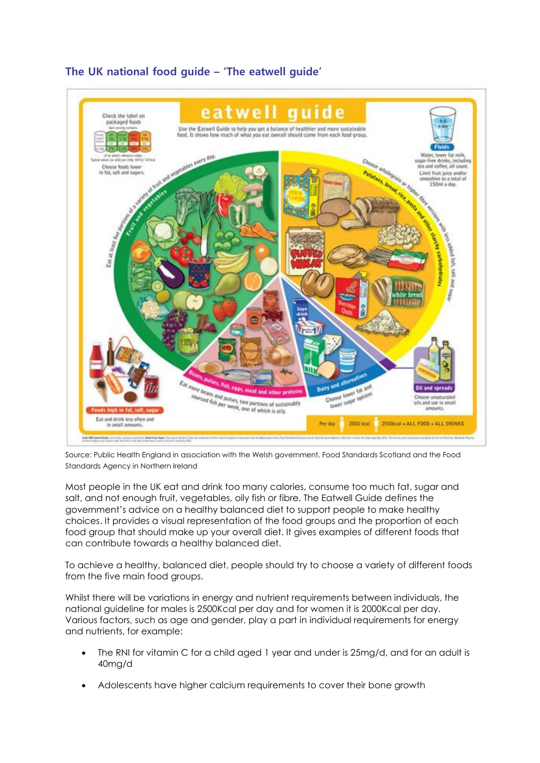## The UK national food guide – 'The eatwell guide'

Source: Public Health England in association with the Welsh government, Food Standards Scotland and the Food Standards Agency in Northern Ireland

Most people in the UK eat and drink too many calories, consume too much fat, sugar and salt, and not enough fruit, vegetables, oily fish or fibre. The Eatwell Guide defines the government's advice on a healthy balanced diet to support people to make healthy choices. It provides a visual representation of the food groups and the proportion of each food group that should make up your overall diet. It gives examples of different foods that can contribute towards a healthy balanced diet.

To achieve a healthy, balanced diet, people should try to choose a variety of different foods from the five main food groups.

Whilst there will be variations in energy and nutrient requirements between individuals, the national guideline for males is 2500Kcal per day and for women it is 2000Kcal per day. Various factors, such as age and gender, play a part in individual requirements for energy and nutrients, for example:

- The RNI for vitamin C for a child aged 1 year and under is 25mg/d, and for an adult is 40mg/d
- Adolescents have higher calcium requirements to cover their bone growth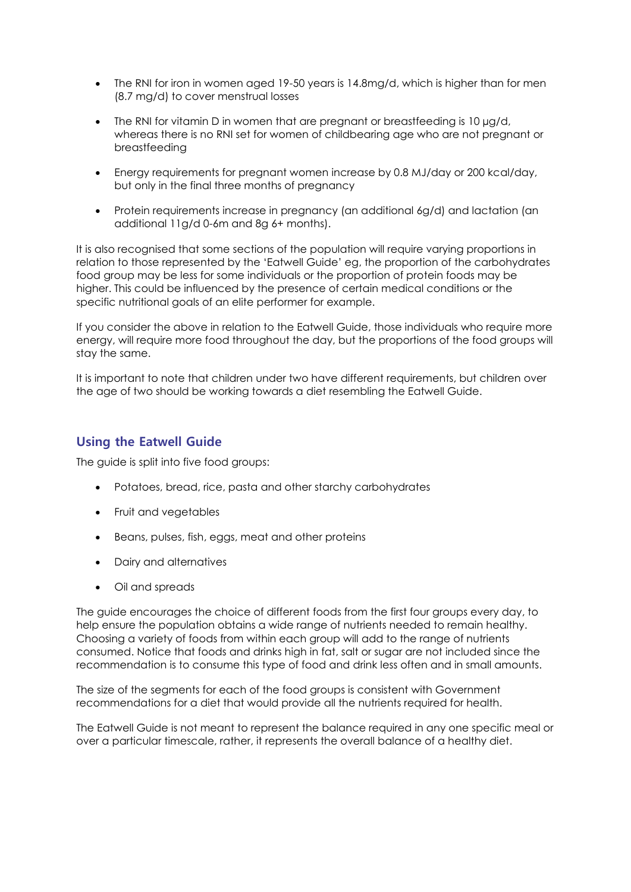- The RNI for iron in women aged 19-50 years is 14.8mg/d, which is higher than for men (8.7 mg/d) to cover menstrual losses
- The RNI for vitamin D in women that are pregnant or breastfeeding is 10 µg/d, whereas there is no RNI set for women of childbearing age who are not pregnant or breastfeeding
- Energy requirements for pregnant women increase by 0.8 MJ/day or 200 kcal/day, but only in the final three months of pregnancy
- Protein requirements increase in pregnancy (an additional 6g/d) and lactation (an additional 11g/d 0-6m and 8g 6+ months).

It is also recognised that some sections of the population will require varying proportions in relation to those represented by the 'Eatwell Guide' eg, the proportion of the carbohydrates food group may be less for some individuals or the proportion of protein foods may be higher. This could be influenced by the presence of certain medical conditions or the specific nutritional goals of an elite performer for example.

If you consider the above in relation to the Eatwell Guide, those individuals who require more energy, will require more food throughout the day, but the proportions of the food groups will stay the same.

It is important to note that children under two have different requirements, but children over the age of two should be working towards a diet resembling the Eatwell Guide.

## Using the Eatwell Guide

The guide is split into five food groups:

- Potatoes, bread, rice, pasta and other starchy carbohydrates
- Fruit and vegetables
- Beans, pulses, fish, eggs, meat and other proteins
- Dairy and alternatives
- Oil and spreads

The guide encourages the choice of different foods from the first four groups every day, to help ensure the population obtains a wide range of nutrients needed to remain healthy. Choosing a variety of foods from within each group will add to the range of nutrients consumed. Notice that foods and drinks high in fat, salt or sugar are not included since the recommendation is to consume this type of food and drink less often and in small amounts.

The size of the segments for each of the food groups is consistent with Government recommendations for a diet that would provide all the nutrients required for health.

The Eatwell Guide is not meant to represent the balance required in any one specific meal or over a particular timescale, rather, it represents the overall balance of a healthy diet.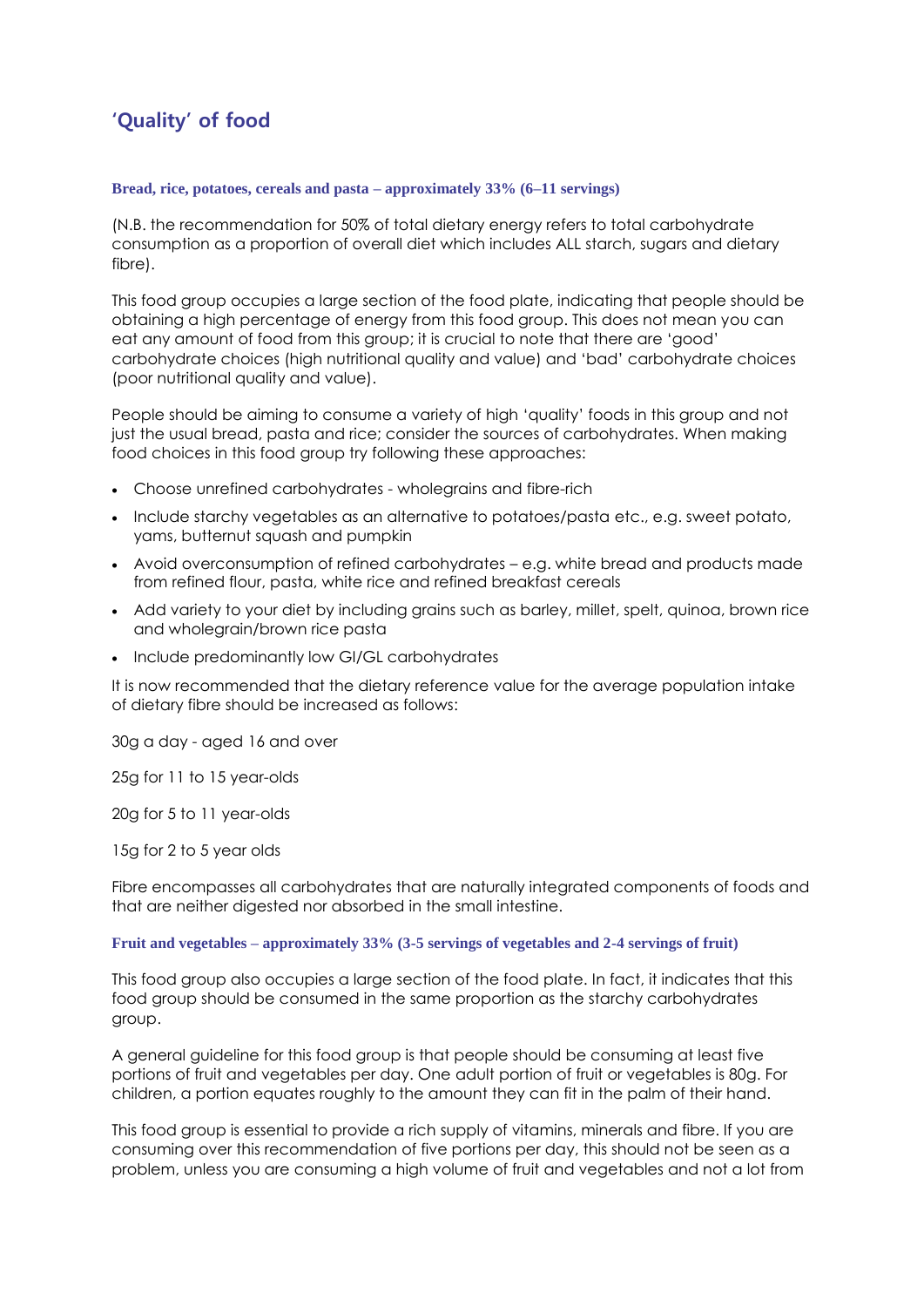## 'Quality' of food

### Bread, rice, potatoes, cereals and pasta – approximately 33% (6–11 servings)

(N.B. the recommendation for 50% of total dietary energy refers to total carbohydrate consumption as a proportion of overall diet which includes ALL starch, sugars and dietary fibre).

This food group occupies a large section of the food plate, indicating that people should be obtaining a high percentage of energy from this food group. This does not mean you can eat any amount of food from this group; it is crucial to note that there are 'good' carbohydrate choices (high nutritional quality and value) and 'bad' carbohydrate choices (poor nutritional quality and value).

People should be aiming to consume a variety of high 'quality' foods in this group and not just the usual bread, pasta and rice; consider the sources of carbohydrates. When making food choices in this food group try following these approaches:

- Choose unrefined carbohydrates - wholegrains and fibre-rich
- Include starchy vegetables as an alternative to potatoes/pasta etc., e.g. sweet potato, yams, butternut squash and pumpkin
- Avoid overconsumption of refined carbohydrates – e.g. white bread and products made from refined flour, pasta, white rice and refined breakfast cereals
- Add variety to your diet by including grains such as barley, millet, spelt, quinoa, brown rice and wholegrain/brown rice pasta
- Include predominantly low GI/GL carbohydrates

It is now recommended that the dietary reference value for the average population intake of dietary fibre should be increased as follows:

30g a day - aged 16 and over

25g for 11 to 15 year-olds

20g for 5 to 11 year-olds

15g for 2 to 5 year olds

Fibre encompasses all carbohydrates that are naturally integrated components of foods and that are neither digested nor absorbed in the small intestine.

### Fruit and vegetables – approximately 33% (3-5 servings of vegetables and 2-4 servings of fruit)

This food group also occupies a large section of the food plate. In fact, it indicates that this food group should be consumed in the same proportion as the starchy carbohydrates group.

A general guideline for this food group is that people should be consuming at least five portions of fruit and vegetables per day. One adult portion of fruit or vegetables is 80g. For children, a portion equates roughly to the amount they can fit in the palm of their hand.

This food group is essential to provide a rich supply of vitamins, minerals and fibre. If you are consuming over this recommendation of five portions per day, this should not be seen as a problem, unless you are consuming a high volume of fruit and vegetables and not a lot from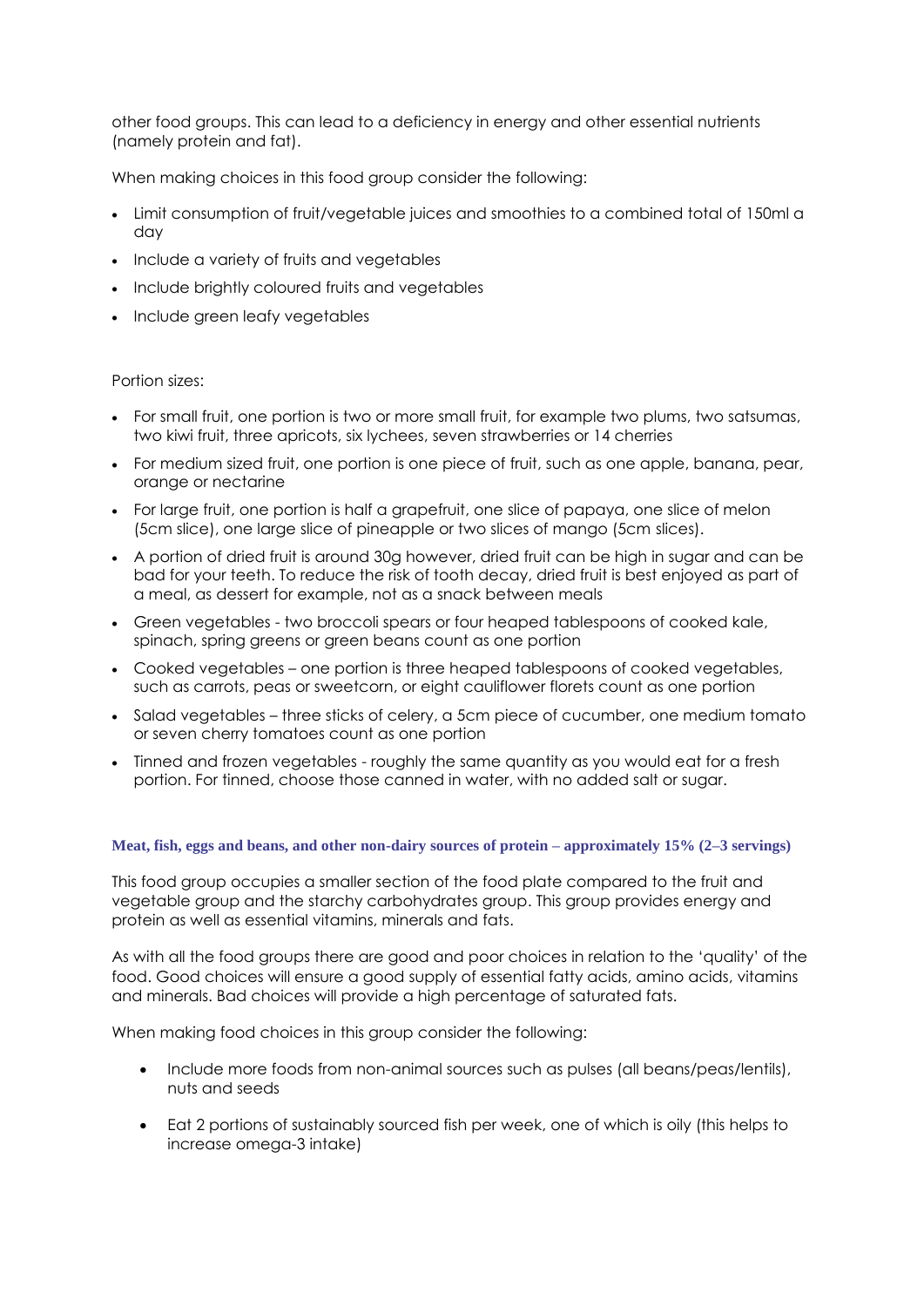other food groups. This can lead to a deficiency in energy and other essential nutrients (namely protein and fat).

When making choices in this food group consider the following:

- Limit consumption of fruit/vegetable juices and smoothies to a combined total of 150ml a day
- Include a variety of fruits and vegetables
- Include brightly coloured fruits and vegetables
- Include green leafy vegetables

Portion sizes:

- For small fruit, one portion is two or more small fruit, for example two plums, two satsumas, two kiwi fruit, three apricots, six lychees, seven strawberries or 14 cherries
- For medium sized fruit, one portion is one piece of fruit, such as one apple, banana, pear, orange or nectarine
- For large fruit, one portion is half a grapefruit, one slice of papaya, one slice of melon (5cm slice), one large slice of pineapple or two slices of mango (5cm slices).
- A portion of dried fruit is around 30g however, dried fruit can be high in sugar and can be bad for your teeth. To reduce the risk of tooth decay, dried fruit is best enjoyed as part of a meal, as dessert for example, not as a snack between meals
- Green vegetables - two broccoli spears or four heaped tablespoons of cooked kale, spinach, spring greens or green beans count as one portion
- Cooked vegetables – one portion is three heaped tablespoons of cooked vegetables, such as carrots, peas or sweetcorn, or eight cauliflower florets count as one portion
- Salad vegetables – three sticks of celery, a 5cm piece of cucumber, one medium tomato or seven cherry tomatoes count as one portion
- Tinned and frozen vegetables - roughly the same quantity as you would eat for a fresh portion. For tinned, choose those canned in water, with no added salt or sugar.

### Meat, fish, eggs and beans, and other non-dairy sources of protein – approximately 15% (2–3 servings)

This food group occupies a smaller section of the food plate compared to the fruit and vegetable group and the starchy carbohydrates group. This group provides energy and protein as well as essential vitamins, minerals and fats.

As with all the food groups there are good and poor choices in relation to the 'quality' of the food. Good choices will ensure a good supply of essential fatty acids, amino acids, vitamins and minerals. Bad choices will provide a high percentage of saturated fats.

When making food choices in this group consider the following:

- Include more foods from non-animal sources such as pulses (all beans/peas/lentils), nuts and seeds
- Eat 2 portions of sustainably sourced fish per week, one of which is oily (this helps to increase omega-3 intake)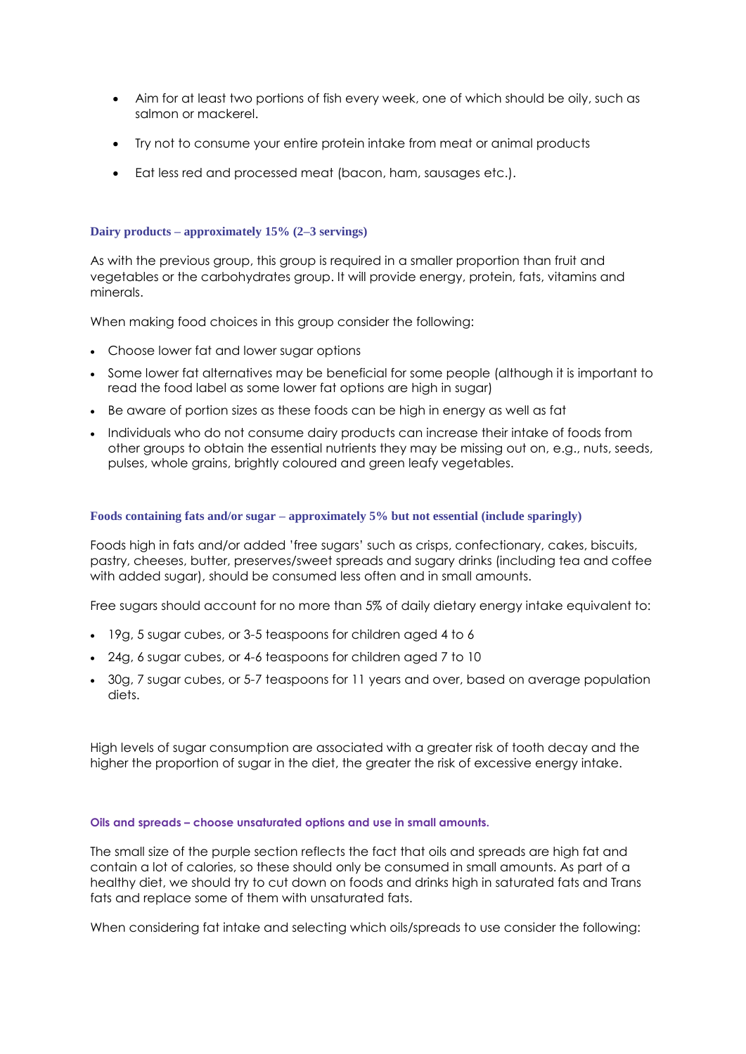- Aim for at least two portions of fish every week, one of which should be oily, such as salmon or mackerel.
- Try not to consume your entire protein intake from meat or animal products
- Eat less red and processed meat (bacon, ham, sausages etc.).

### Dairy products – approximately 15% (2–3 servings)

As with the previous group, this group is required in a smaller proportion than fruit and vegetables or the carbohydrates group. It will provide energy, protein, fats, vitamins and minerals.

When making food choices in this group consider the following:

- Choose lower fat and lower sugar options
- Some lower fat alternatives may be beneficial for some people (although it is important to read the food label as some lower fat options are high in sugar)
- Be aware of portion sizes as these foods can be high in energy as well as fat
- Individuals who do not consume dairy products can increase their intake of foods from other groups to obtain the essential nutrients they may be missing out on, e.g., nuts, seeds, pulses, whole grains, brightly coloured and green leafy vegetables.

### Foods containing fats and/or sugar – approximately 5% but not essential (include sparingly)

Foods high in fats and/or added 'free sugars' such as crisps, confectionary, cakes, biscuits, pastry, cheeses, butter, preserves/sweet spreads and sugary drinks (including tea and coffee with added sugar), should be consumed less often and in small amounts.

Free sugars should account for no more than 5% of daily dietary energy intake equivalent to:

- 19g, 5 sugar cubes, or 3-5 teaspoons for children aged 4 to 6
- 24g, 6 sugar cubes, or 4-6 teaspoons for children aged 7 to 10
- 30g, 7 sugar cubes, or 5-7 teaspoons for 11 years and over, based on average population diets.

High levels of sugar consumption are associated with a greater risk of tooth decay and the higher the proportion of sugar in the diet, the greater the risk of excessive energy intake.

### Oils and spreads – choose unsaturated options and use in small amounts.

The small size of the purple section reflects the fact that oils and spreads are high fat and contain a lot of calories, so these should only be consumed in small amounts. As part of a healthy diet, we should try to cut down on foods and drinks high in saturated fats and Trans fats and replace some of them with unsaturated fats.

When considering fat intake and selecting which oils/spreads to use consider the following: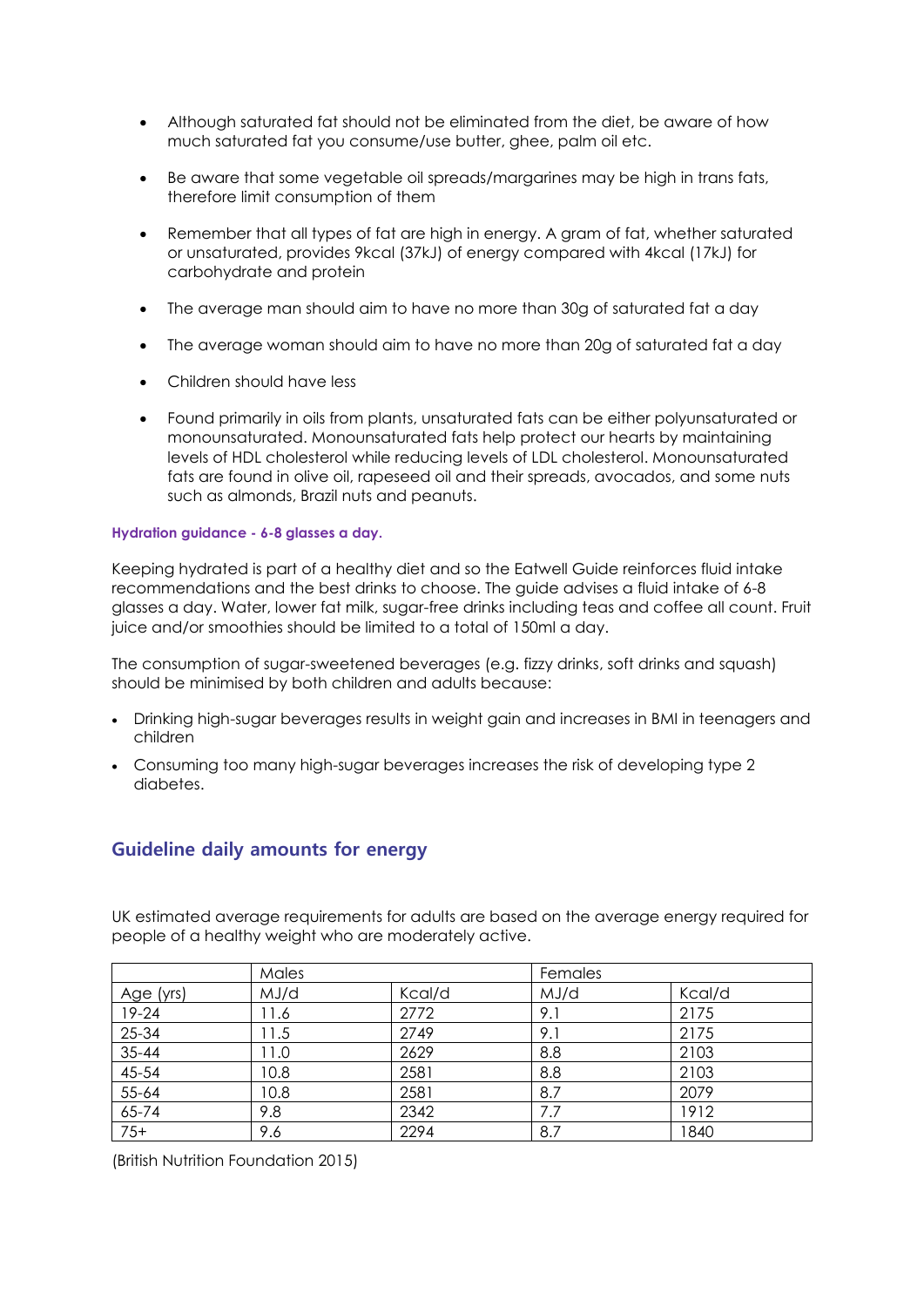- Although saturated fat should not be eliminated from the diet, be aware of how much saturated fat you consume/use butter, ghee, palm oil etc.
- Be aware that some vegetable oil spreads/margarines may be high in trans fats, therefore limit consumption of them
- Remember that all types of fat are high in energy. A gram of fat, whether saturated or unsaturated, provides 9kcal (37kJ) of energy compared with 4kcal (17kJ) for carbohydrate and protein
- The average man should aim to have no more than 30g of saturated fat a day
- The average woman should aim to have no more than 20g of saturated fat a day
- Children should have less
- Found primarily in oils from plants, unsaturated fats can be either polyunsaturated or monounsaturated. Monounsaturated fats help protect our hearts by maintaining levels of HDL cholesterol while reducing levels of LDL cholesterol. Monounsaturated fats are found in olive oil, rapeseed oil and their spreads, avocados, and some nuts such as almonds, Brazil nuts and peanuts.

#### Hydration guidance - 6-8 glasses a day.

Keeping hydrated is part of a healthy diet and so the Eatwell Guide reinforces fluid intake recommendations and the best drinks to choose. The guide advises a fluid intake of 6-8 glasses a day. Water, lower fat milk, sugar-free drinks including teas and coffee all count. Fruit juice and/or smoothies should be limited to a total of 150ml a day.

The consumption of sugar-sweetened beverages (e.g. fizzy drinks, soft drinks and squash) should be minimised by both children and adults because:

- Drinking high-sugar beverages results in weight gain and increases in BMI in teenagers and children
- Consuming too many high-sugar beverages increases the risk of developing type 2 diabetes.

## Guideline daily amounts for energy

UK estimated average requirements for adults are based on the average energy required for people of a healthy weight who are moderately active.

| | Males | | Females | |
|---|---|---|---|---|
| Age (yrs) | MJ/d | Kcal/d | MJ/d | Kcal/d |
| 19-24 | 11.6 | 2772 | 9.1 | 2175 |
| 25-34 | 11.5 | 2749 | 9.1 | 2175 |
| 35-44 | 11.0 | 2629 | 8.8 | 2103 |
| 45-54 | 10.8 | 2581 | 8.8 | 2103 |
| 55-64 | 10.8 | 2581 | 8.7 | 2079 |
| 65-74 | 9.8 | 2342 | 7.7 | 1912 |
| 75+ | 9.6 | 2294 | 8.7 | 1840 |

(British Nutrition Foundation 2015)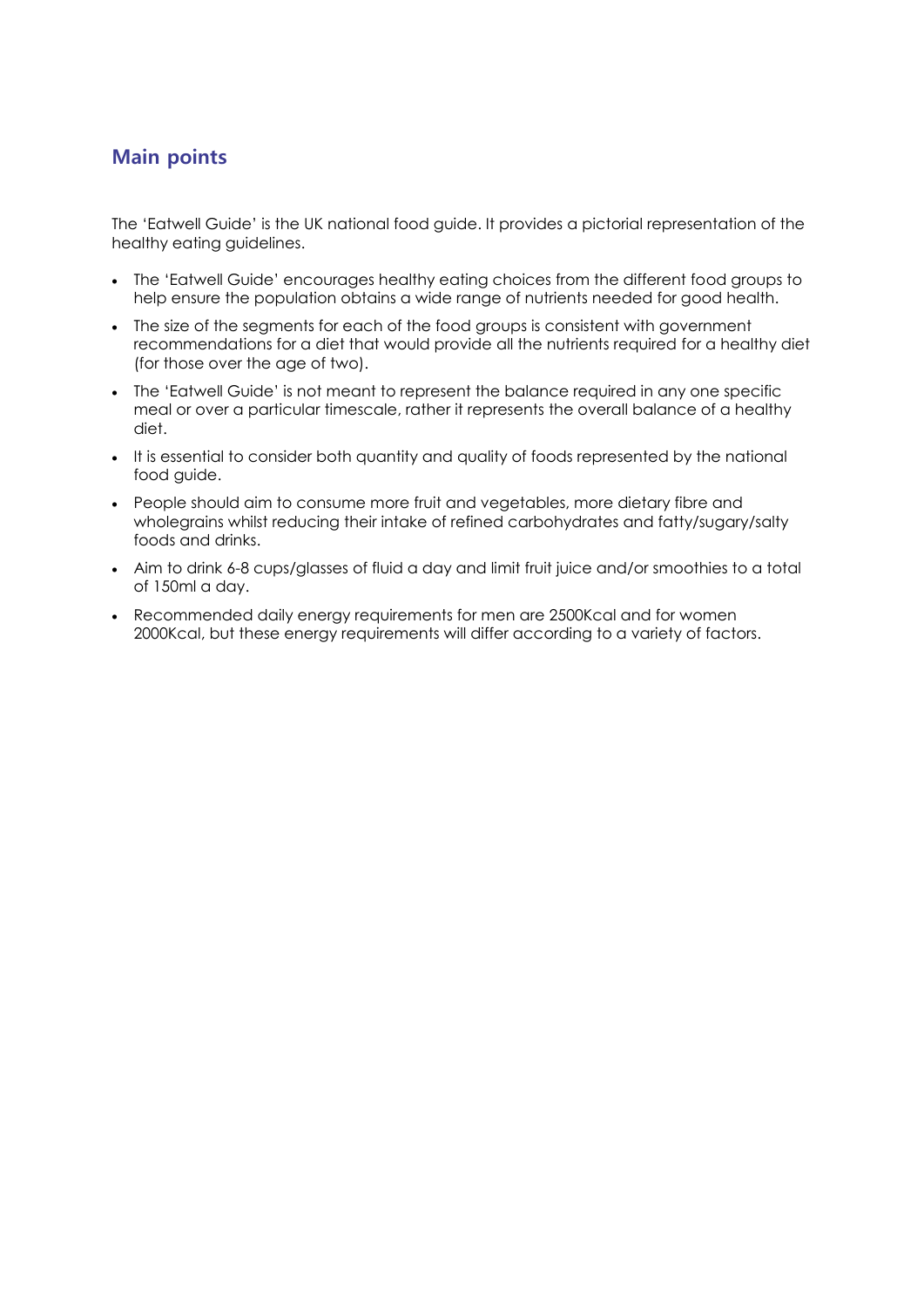## Main points

The 'Eatwell Guide' is the UK national food guide. It provides a pictorial representation of the healthy eating guidelines.

- The 'Eatwell Guide' encourages healthy eating choices from the different food groups to help ensure the population obtains a wide range of nutrients needed for good health.
- The size of the segments for each of the food groups is consistent with government recommendations for a diet that would provide all the nutrients required for a healthy diet (for those over the age of two).
- The 'Eatwell Guide' is not meant to represent the balance required in any one specific meal or over a particular timescale, rather it represents the overall balance of a healthy diet.
- It is essential to consider both quantity and quality of foods represented by the national food guide.
- People should aim to consume more fruit and vegetables, more dietary fibre and wholegrains whilst reducing their intake of refined carbohydrates and fatty/sugary/salty foods and drinks.
- Aim to drink 6-8 cups/glasses of fluid a day and limit fruit juice and/or smoothies to a total of 150ml a day.
- Recommended daily energy requirements for men are 2500Kcal and for women 2000Kcal, but these energy requirements will differ according to a variety of factors.